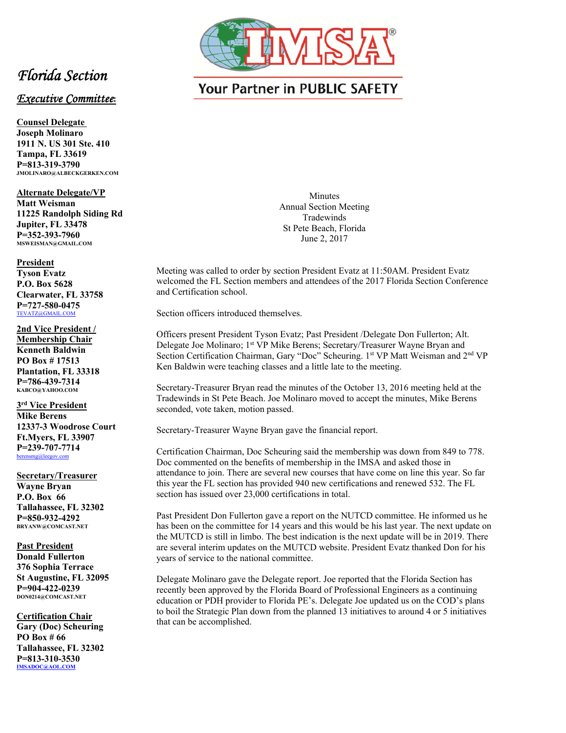IMSA®

Your Partner in PUBLIC SAFETY

*Florida Section*

*Executive Committee:*

**Counsel Delegate**
**Joseph Molinaro**
**1911 N. US 301 Ste. 410**
**Tampa, FL 33619**
**P=813-319-3790**
**JMOLINARO@ALBECKGERKEN.COM**

**Alternate Delegate/VP**
**Matt Weisman**
**11225 Randolph Siding Rd**
**Jupiter, FL 33478**
**P=352-393-7960**
**MSWEISMAN@GMAIL.COM**

**President**
**Tyson Evatz**
**P.O. Box 5628**
**Clearwater, FL 33758**
**P=727-580-0475**
TEVATZ@GMAIL.COM

**2nd Vice President / Membership Chair**
**Kenneth Baldwin**
**PO Box # 17513**
**Plantation, FL 33318**
**P=786-439-7314**
**KABCO@YAHOO.COM**

**3rd Vice President**
**Mike Berens**
**12337-3 Woodrose Court**
**Ft.Myers, FL 33907**
**P=239-707-7714**
berensmg@leegov.com

**Secretary/Treasurer**
**Wayne Bryan**
**P.O. Box 66**
**Tallahassee, FL 32302**
**P=850-932-4292**
**BRYANW@COMCAST.NET**

**Past President**
**Donald Fullerton**
**376 Sophia Terrace**
**St Augustine, FL 32095**
**P=904-422-0239**
**DON0214@COMCAST.NET**

**Certification Chair**
**Gary (Doc) Scheuring**
**PO Box # 66**
**Tallahassee, FL 32302**
**P=813-310-3530**
**IMSADOC@AOL.COM**

Minutes
Annual Section Meeting
Tradewinds
St Pete Beach, Florida
June 2, 2017

Meeting was called to order by section President Evatz at 11:50AM. President Evatz welcomed the FL Section members and attendees of the 2017 Florida Section Conference and Certification school.

Section officers introduced themselves.

Officers present President Tyson Evatz; Past President /Delegate Don Fullerton; Alt. Delegate Joe Molinaro; 1st VP Mike Berens; Secretary/Treasurer Wayne Bryan and Section Certification Chairman, Gary "Doc" Scheuring. 1st VP Matt Weisman and 2nd VP Ken Baldwin were teaching classes and a little late to the meeting.

Secretary-Treasurer Bryan read the minutes of the October 13, 2016 meeting held at the Tradewinds in St Pete Beach. Joe Molinaro moved to accept the minutes, Mike Berens seconded, vote taken, motion passed.

Secretary-Treasurer Wayne Bryan gave the financial report.

Certification Chairman, Doc Scheuring said the membership was down from 849 to 778. Doc commented on the benefits of membership in the IMSA and asked those in attendance to join. There are several new courses that have come on line this year. So far this year the FL section has provided 940 new certifications and renewed 532. The FL section has issued over 23,000 certifications in total.

Past President Don Fullerton gave a report on the NUTCD committee. He informed us he has been on the committee for 14 years and this would be his last year. The next update on the MUTCD is still in limbo. The best indication is the next update will be in 2019. There are several interim updates on the MUTCD website. President Evatz thanked Don for his years of service to the national committee.

Delegate Molinaro gave the Delegate report. Joe reported that the Florida Section has recently been approved by the Florida Board of Professional Engineers as a continuing education or PDH provider to Florida PE's. Delegate Joe updated us on the COD's plans to boil the Strategic Plan down from the planned 13 initiatives to around 4 or 5 initiatives that can be accomplished.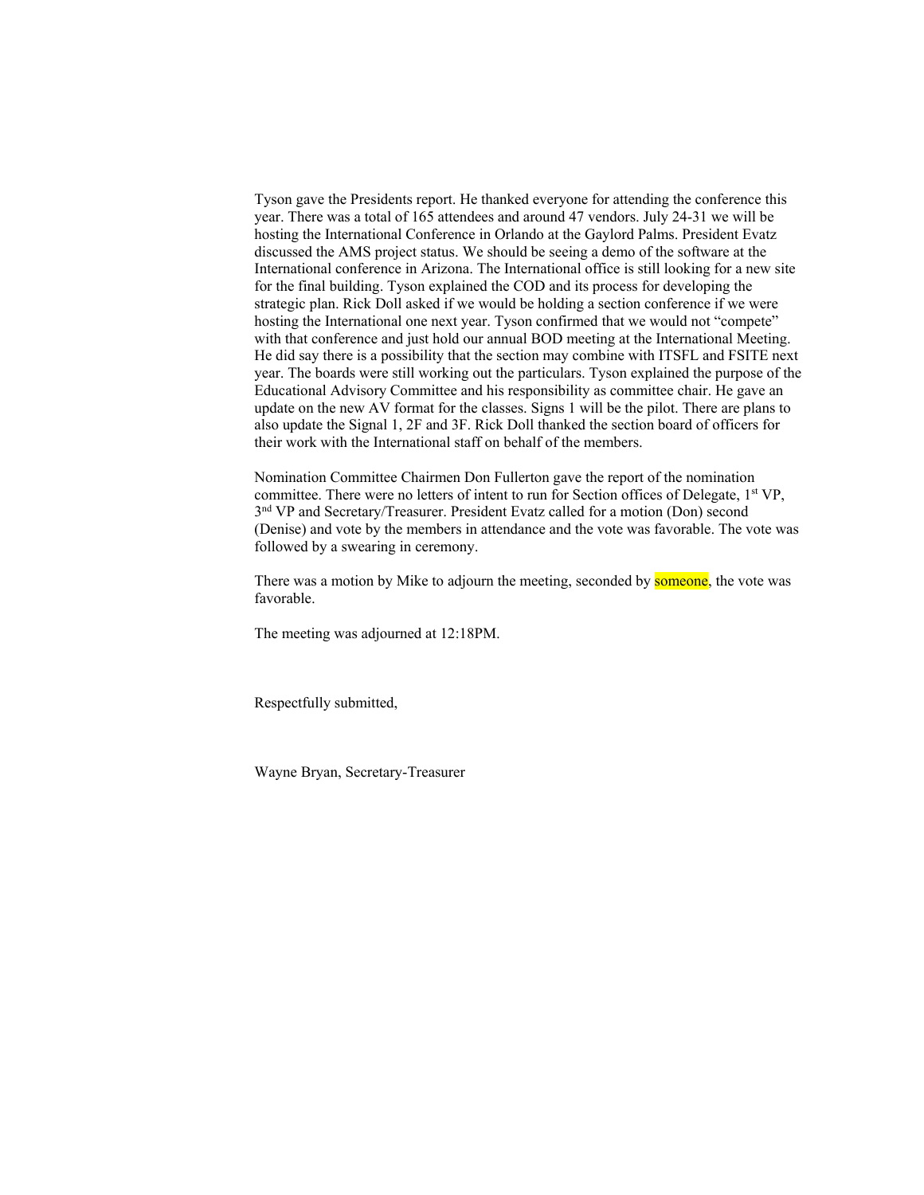Tyson gave the Presidents report. He thanked everyone for attending the conference this year. There was a total of 165 attendees and around 47 vendors. July 24-31 we will be hosting the International Conference in Orlando at the Gaylord Palms. President Evatz discussed the AMS project status. We should be seeing a demo of the software at the International conference in Arizona. The International office is still looking for a new site for the final building. Tyson explained the COD and its process for developing the strategic plan. Rick Doll asked if we would be holding a section conference if we were hosting the International one next year. Tyson confirmed that we would not "compete" with that conference and just hold our annual BOD meeting at the International Meeting. He did say there is a possibility that the section may combine with ITSFL and FSITE next year. The boards were still working out the particulars. Tyson explained the purpose of the Educational Advisory Committee and his responsibility as committee chair. He gave an update on the new AV format for the classes. Signs 1 will be the pilot. There are plans to also update the Signal 1, 2F and 3F. Rick Doll thanked the section board of officers for their work with the International staff on behalf of the members.

Nomination Committee Chairmen Don Fullerton gave the report of the nomination committee. There were no letters of intent to run for Section offices of Delegate, 1st VP, 3rd VP and Secretary/Treasurer. President Evatz called for a motion (Don) second (Denise) and vote by the members in attendance and the vote was favorable. The vote was followed by a swearing in ceremony.

There was a motion by Mike to adjourn the meeting, seconded by someone, the vote was favorable.

The meeting was adjourned at 12:18PM.

Respectfully submitted,

Wayne Bryan, Secretary-Treasurer